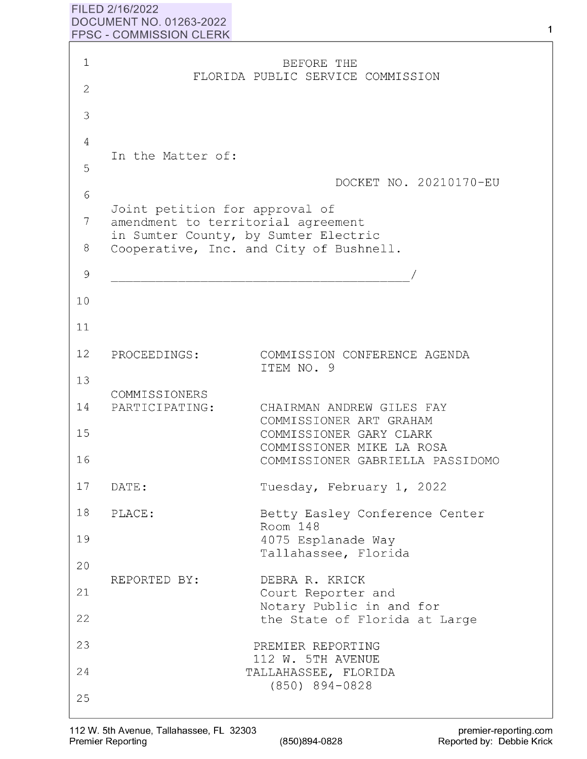FILED 2/16/2022
DOCUMENT NO. 01263-2022
FPSC - COMMISSION CLERK

BEFORE THE
FLORIDA PUBLIC SERVICE COMMISSION

In the Matter of:

DOCKET NO. 20210170-EU

Joint petition for approval of amendment to territorial agreement in Sumter County, by Sumter Electric Cooperative, Inc. and City of Bushnell.

_______________________________________/

| | |
|---|---|
| PROCEEDINGS: | COMMISSION CONFERENCE AGENDA ITEM NO. 9 |
| COMMISSIONERS PARTICIPATING: | CHAIRMAN ANDREW GILES FAY<br>COMMISSIONER ART GRAHAM<br>COMMISSIONER GARY CLARK<br>COMMISSIONER MIKE LA ROSA<br>COMMISSIONER GABRIELLA PASSIDOMO |
| DATE: | Tuesday, February 1, 2022 |
| PLACE: | Betty Easley Conference Center<br>Room 148<br>4075 Esplanade Way<br>Tallahassee, Florida |
| REPORTED BY: | DEBRA R. KRICK<br>Court Reporter and<br>Notary Public in and for<br>the State of Florida at Large |

PREMIER REPORTING
112 W. 5TH AVENUE
TALLAHASSEE, FLORIDA
(850) 894-0828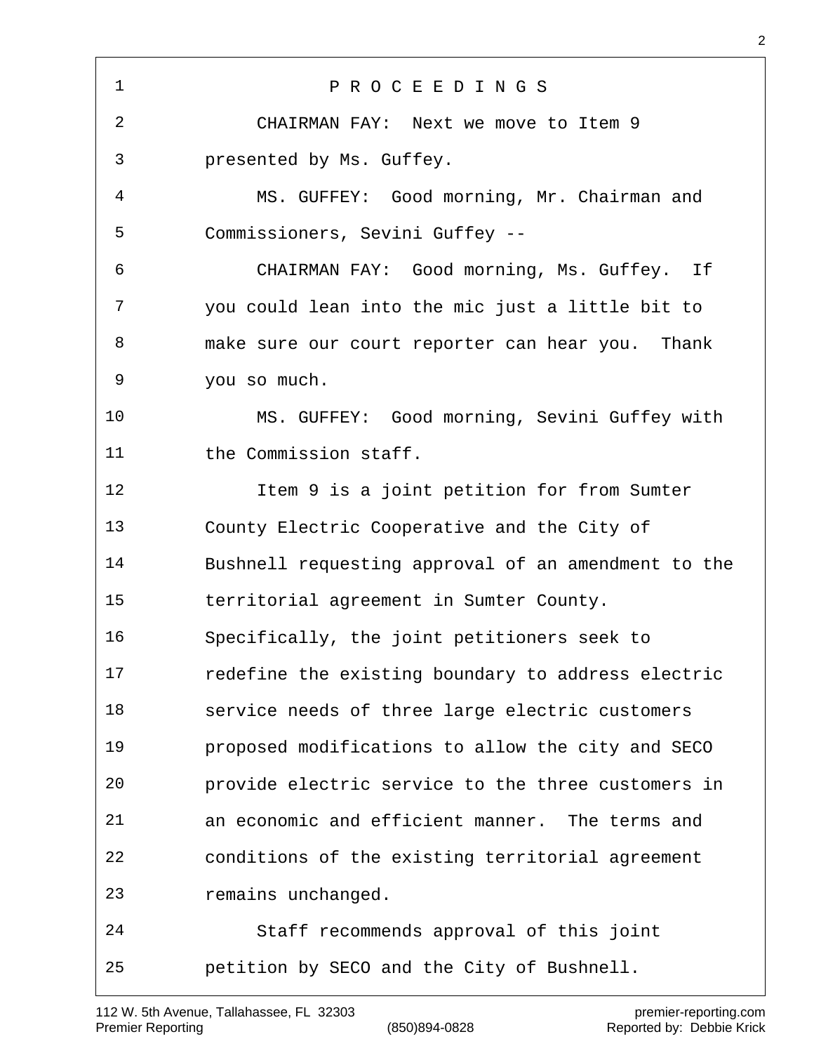P R O C E E D I N G S

CHAIRMAN FAY: Next we move to Item 9 presented by Ms. Guffey.

MS. GUFFEY: Good morning, Mr. Chairman and Commissioners, Sevini Guffey --

CHAIRMAN FAY: Good morning, Ms. Guffey. If you could lean into the mic just a little bit to make sure our court reporter can hear you. Thank you so much.

MS. GUFFEY: Good morning, Sevini Guffey with the Commission staff.

Item 9 is a joint petition for from Sumter County Electric Cooperative and the City of Bushnell requesting approval of an amendment to the territorial agreement in Sumter County. Specifically, the joint petitioners seek to redefine the existing boundary to address electric service needs of three large electric customers proposed modifications to allow the city and SECO provide electric service to the three customers in an economic and efficient manner. The terms and conditions of the existing territorial agreement remains unchanged.

Staff recommends approval of this joint petition by SECO and the City of Bushnell.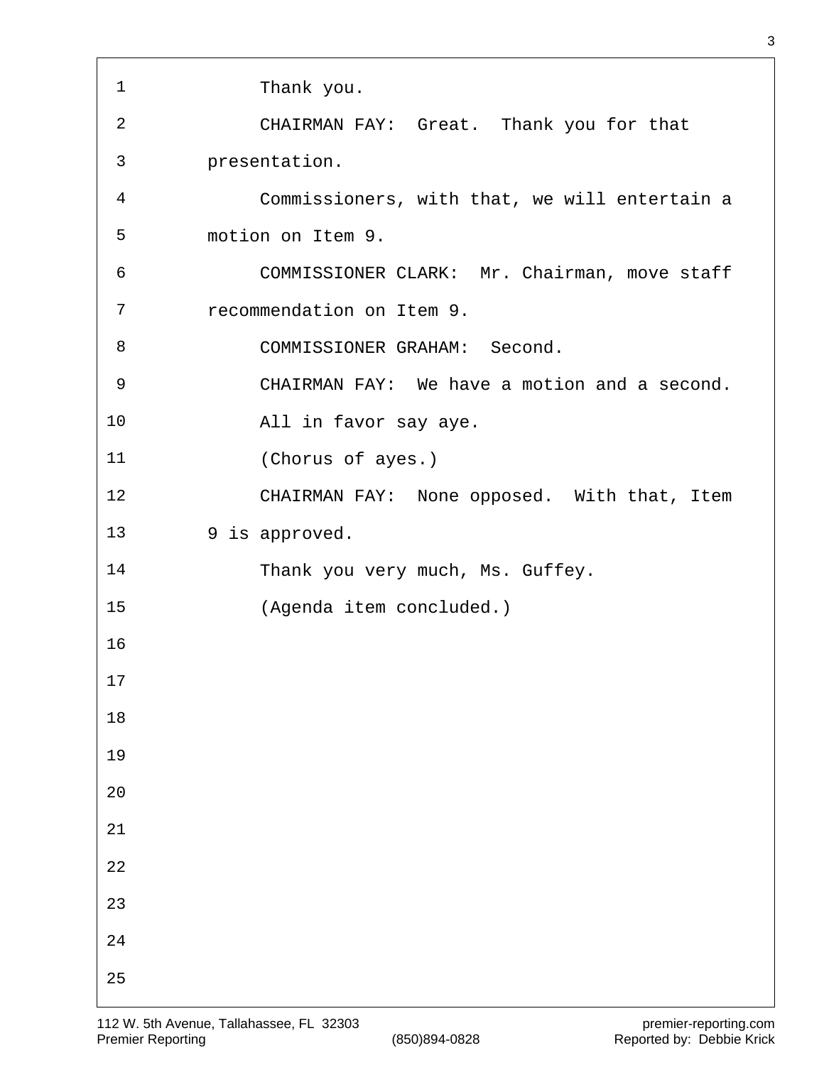Thank you.

CHAIRMAN FAY: Great. Thank you for that presentation.

Commissioners, with that, we will entertain a motion on Item 9.

COMMISSIONER CLARK: Mr. Chairman, move staff recommendation on Item 9.

COMMISSIONER GRAHAM: Second.

CHAIRMAN FAY: We have a motion and a second.

All in favor say aye.

(Chorus of ayes.)

CHAIRMAN FAY: None opposed. With that, Item 9 is approved.

Thank you very much, Ms. Guffey.

(Agenda item concluded.)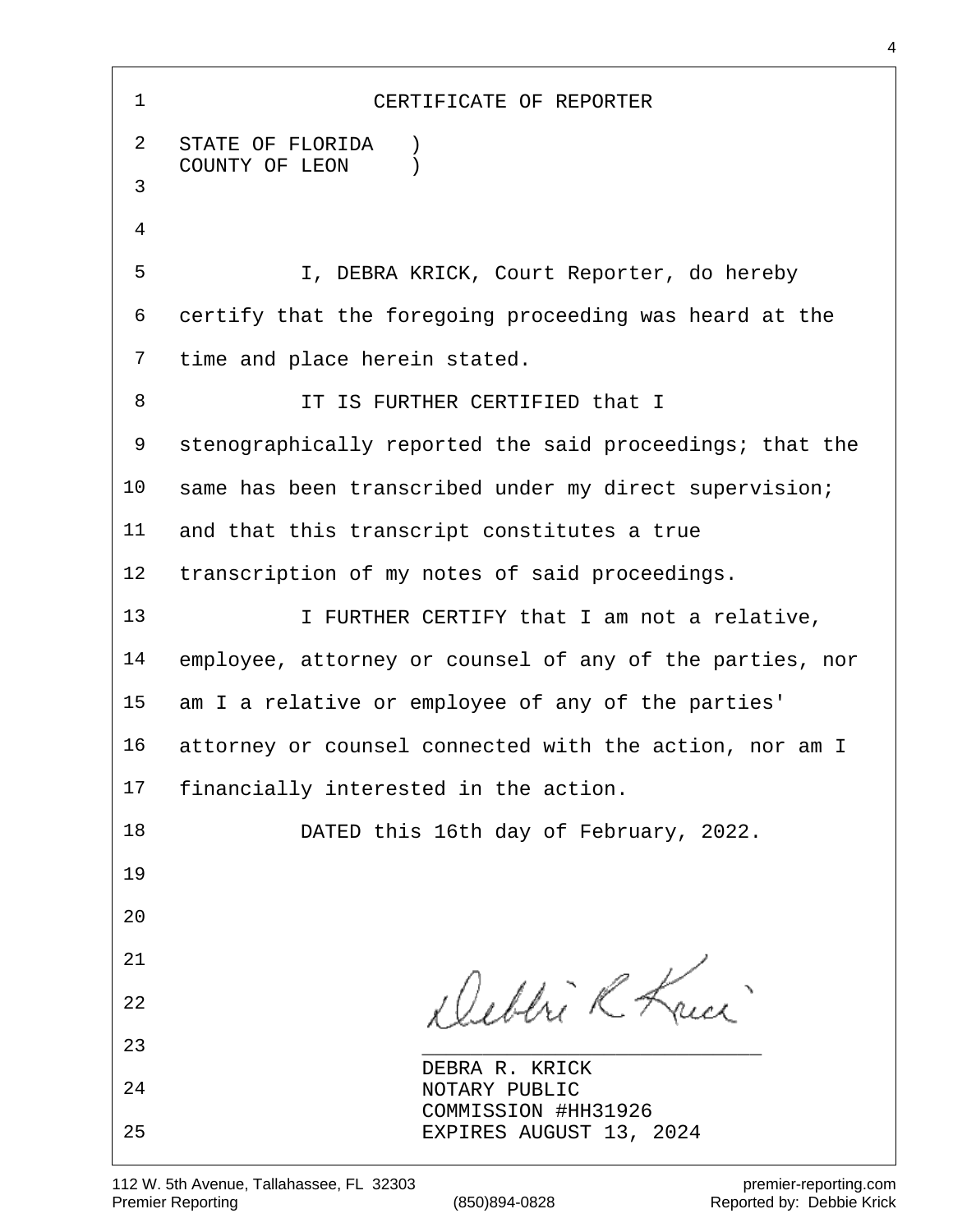# CERTIFICATE OF REPORTER

STATE OF FLORIDA )
COUNTY OF LEON )

I, DEBRA KRICK, Court Reporter, do hereby certify that the foregoing proceeding was heard at the time and place herein stated.

IT IS FURTHER CERTIFIED that I stenographically reported the said proceedings; that the same has been transcribed under my direct supervision; and that this transcript constitutes a true transcription of my notes of said proceedings.

I FURTHER CERTIFY that I am not a relative, employee, attorney or counsel of any of the parties, nor am I a relative or employee of any of the parties' attorney or counsel connected with the action, nor am I financially interested in the action.

DATED this 16th day of February, 2022.

Debbie R Krick

DEBRA R. KRICK
NOTARY PUBLIC
COMMISSION #HH31926
EXPIRES AUGUST 13, 2024